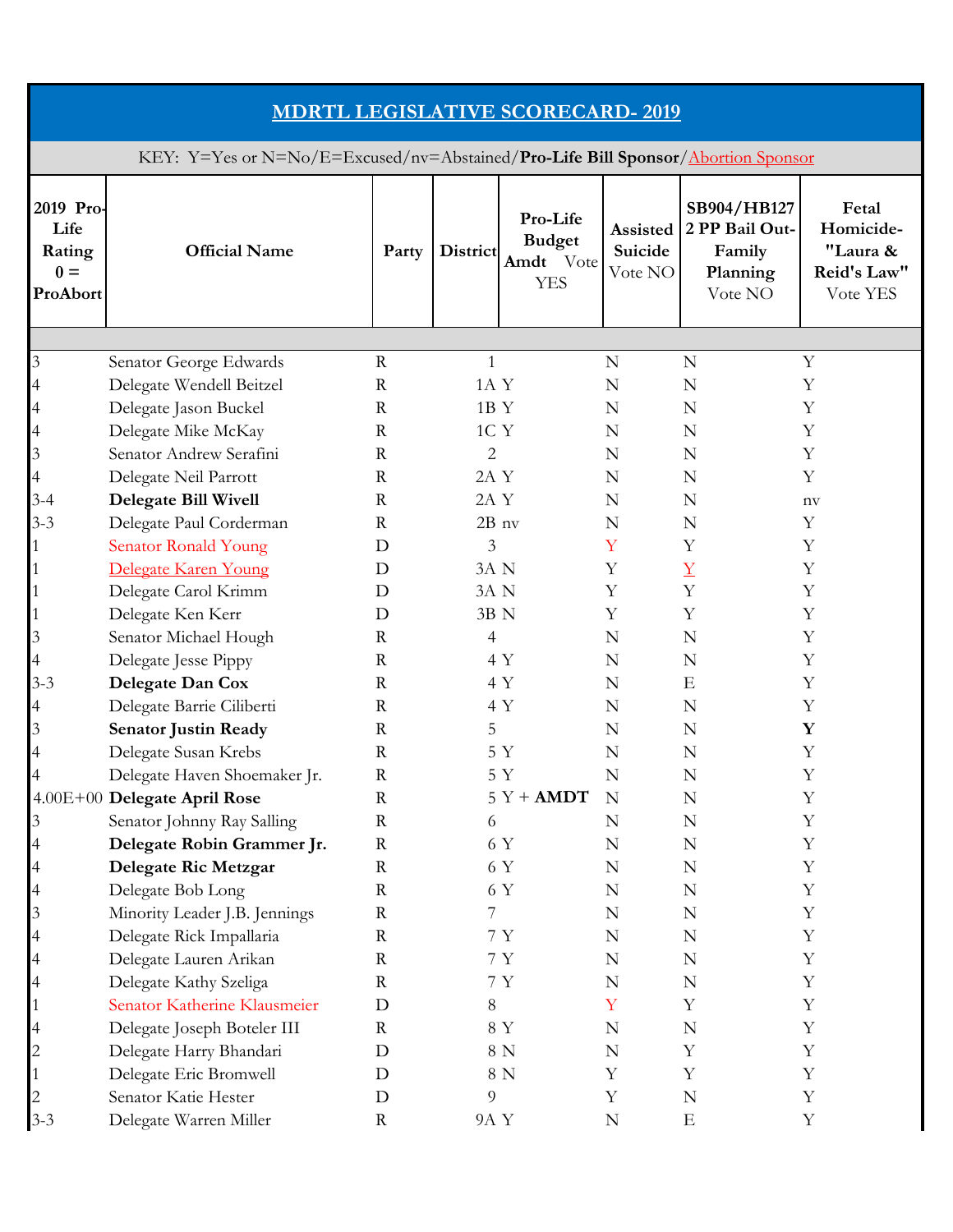## MDRTL LEGISLATIVE SCORECARD- 2019

KEY: Y=Yes or N=No/E=Excused/nv=Abstained/**Pro-Life Bill Sponsor**/Abortion Sponsor

| 2019 Pro-Life Rating 0 = ProAbort | Official Name | Party | District | Pro-Life Budget Amdt Vote YES | Assisted Suicide Vote NO | SB904/HB1272 PP Bail Out-Family Planning Vote NO | Fetal Homicide- "Laura & Reid's Law" Vote YES |
|---|---|---|---|---|---|---|---|
| | | | | | | | |
| 3 | Senator George Edwards | R | 1 | | N | N | Y |
| 4 | Delegate Wendell Beitzel | R | 1A | Y | N | N | Y |
| 4 | Delegate Jason Buckel | R | 1B | Y | N | N | Y |
| 4 | Delegate Mike McKay | R | 1C | Y | N | N | Y |
| 3 | Senator Andrew Serafini | R | 2 | | N | N | Y |
| 4 | Delegate Neil Parrott | R | 2A | Y | N | N | Y |
| 3-4 | **Delegate Bill Wivell** | R | 2A | Y | N | N | nv |
| 3-3 | Delegate Paul Corderman | R | 2B | nv | N | N | Y |
| 1 | Senator Ronald Young | D | 3 | | Y | Y | Y |
| 1 | Delegate Karen Young | D | 3A | N | Y | Y | Y |
| 1 | Delegate Carol Krimm | D | 3A | N | Y | Y | Y |
| 1 | Delegate Ken Kerr | D | 3B | N | Y | Y | Y |
| 3 | Senator Michael Hough | R | 4 | | N | N | Y |
| 4 | Delegate Jesse Pippy | R | 4 | Y | N | N | Y |
| 3-3 | **Delegate Dan Cox** | R | 4 | Y | N | E | Y |
| 4 | Delegate Barrie Ciliberti | R | 4 | Y | N | N | Y |
| 3 | **Senator Justin Ready** | R | 5 | | N | N | **Y** |
| 4 | Delegate Susan Krebs | R | 5 | Y | N | N | Y |
| 4 | Delegate Haven Shoemaker Jr. | R | 5 | Y | N | N | Y |
| 4.00E+00 | **Delegate April Rose** | R | 5 | Y + **AMDT** | N | N | Y |
| 3 | Senator Johnny Ray Salling | R | 6 | | N | N | Y |
| 4 | **Delegate Robin Grammer Jr.** | R | 6 | Y | N | N | Y |
| 4 | **Delegate Ric Metzgar** | R | 6 | Y | N | N | Y |
| 4 | Delegate Bob Long | R | 6 | Y | N | N | Y |
| 3 | Minority Leader J.B. Jennings | R | 7 | | N | N | Y |
| 4 | Delegate Rick Impallaria | R | 7 | Y | N | N | Y |
| 4 | Delegate Lauren Arikan | R | 7 | Y | N | N | Y |
| 4 | Delegate Kathy Szeliga | R | 7 | Y | N | N | Y |
| 1 | Senator Katherine Klausmeier | D | 8 | | Y | Y | Y |
| 4 | Delegate Joseph Boteler III | R | 8 | Y | N | N | Y |
| 2 | Delegate Harry Bhandari | D | 8 | N | N | Y | Y |
| 1 | Delegate Eric Bromwell | D | 8 | N | Y | Y | Y |
| 2 | Senator Katie Hester | D | 9 | | Y | N | Y |
| 3-3 | Delegate Warren Miller | R | 9A | Y | N | E | Y |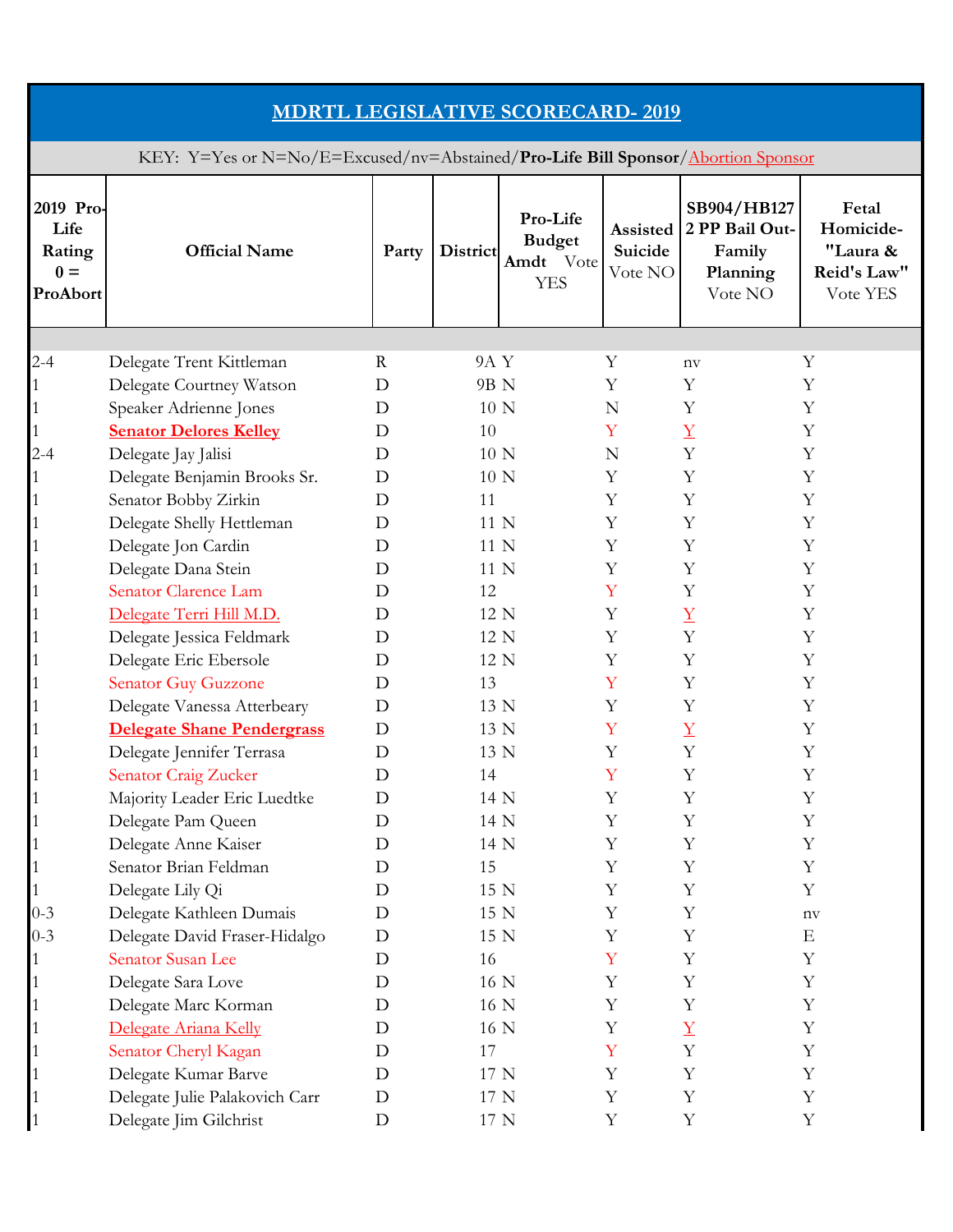## MDRTL LEGISLATIVE SCORECARD- 2019

KEY: Y=Yes or N=No/E=Excused/nv=Abstained/**Pro-Life Bill Sponsor**/Abortion Sponsor

| 2019 Pro-Life Rating 0 = ProAbort | Official Name | Party | District | Pro-Life Budget Amdt Vote YES | Assisted Suicide Vote NO | SB904/HB1272 PP Bail Out-Family Planning Vote NO | Fetal Homicide-"Laura & Reid's Law" Vote YES |
|---|---|---|---|---|---|---|---|
| 2-4 | Delegate Trent Kittleman | R | 9A | Y | Y | nv | Y |
| 1 | Delegate Courtney Watson | D | 9B | N | Y | Y | Y |
| 1 | Speaker Adrienne Jones | D | 10 | N | N | Y | Y |
| 1 | **Senator Delores Kelley** | D | 10 | | Y | Y | Y |
| 2-4 | Delegate Jay Jalisi | D | 10 | N | N | Y | Y |
| 1 | Delegate Benjamin Brooks Sr. | D | 10 | N | Y | Y | Y |
| 1 | Senator Bobby Zirkin | D | 11 | | Y | Y | Y |
| 1 | Delegate Shelly Hettleman | D | 11 | N | Y | Y | Y |
| 1 | Delegate Jon Cardin | D | 11 | N | Y | Y | Y |
| 1 | Delegate Dana Stein | D | 11 | N | Y | Y | Y |
| 1 | Senator Clarence Lam | D | 12 | | Y | Y | Y |
| 1 | Delegate Terri Hill M.D. | D | 12 | N | Y | Y | Y |
| 1 | Delegate Jessica Feldmark | D | 12 | N | Y | Y | Y |
| 1 | Delegate Eric Ebersole | D | 12 | N | Y | Y | Y |
| 1 | Senator Guy Guzzone | D | 13 | | Y | Y | Y |
| 1 | Delegate Vanessa Atterbeary | D | 13 | N | Y | Y | Y |
| 1 | **Delegate Shane Pendergrass** | D | 13 | N | Y | Y | Y |
| 1 | Delegate Jennifer Terrasa | D | 13 | N | Y | Y | Y |
| 1 | Senator Craig Zucker | D | 14 | | Y | Y | Y |
| 1 | Majority Leader Eric Luedtke | D | 14 | N | Y | Y | Y |
| 1 | Delegate Pam Queen | D | 14 | N | Y | Y | Y |
| 1 | Delegate Anne Kaiser | D | 14 | N | Y | Y | Y |
| 1 | Senator Brian Feldman | D | 15 | | Y | Y | Y |
| 1 | Delegate Lily Qi | D | 15 | N | Y | Y | Y |
| 0-3 | Delegate Kathleen Dumais | D | 15 | N | Y | Y | nv |
| 0-3 | Delegate David Fraser-Hidalgo | D | 15 | N | Y | Y | E |
| 1 | Senator Susan Lee | D | 16 | | Y | Y | Y |
| 1 | Delegate Sara Love | D | 16 | N | Y | Y | Y |
| 1 | Delegate Marc Korman | D | 16 | N | Y | Y | Y |
| 1 | Delegate Ariana Kelly | D | 16 | N | Y | Y | Y |
| 1 | Senator Cheryl Kagan | D | 17 | | Y | Y | Y |
| 1 | Delegate Kumar Barve | D | 17 | N | Y | Y | Y |
| 1 | Delegate Julie Palakovich Carr | D | 17 | N | Y | Y | Y |
| 1 | Delegate Jim Gilchrist | D | 17 | N | Y | Y | Y |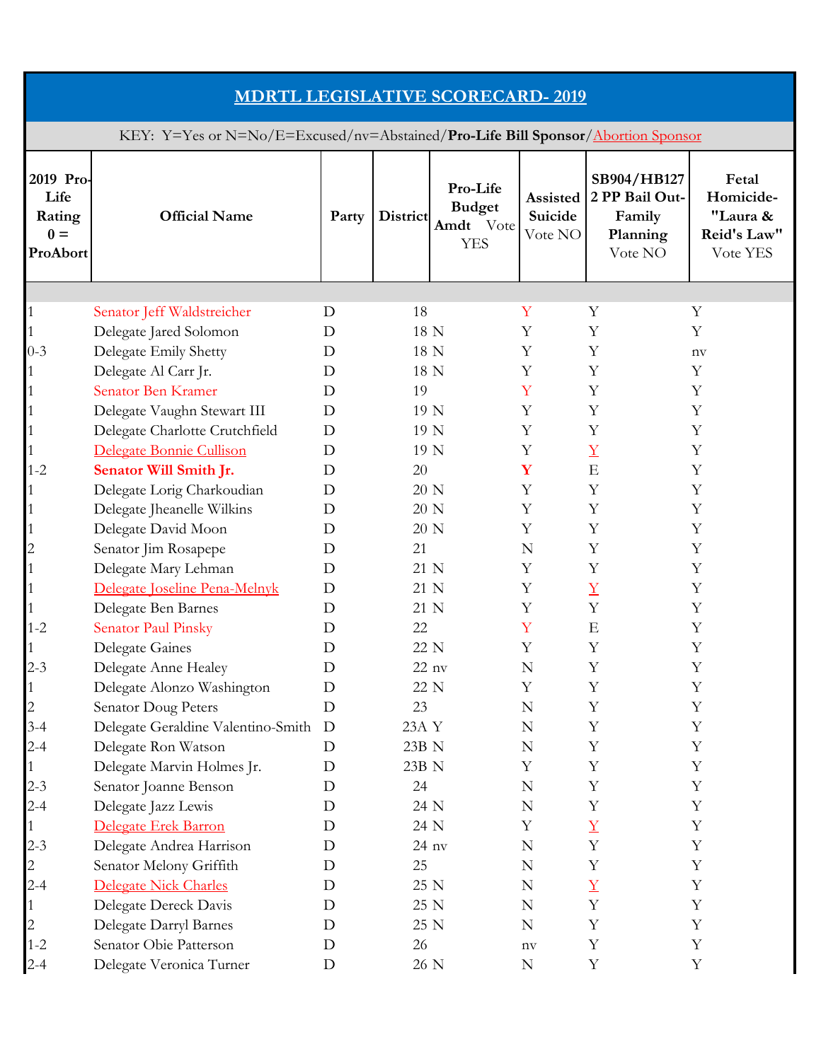# MDRTL LEGISLATIVE SCORECARD- 2019

KEY: Y=Yes or N=No/E=Excused/nv=Abstained/**Pro-Life Bill Sponsor**/Abortion Sponsor

| 2019 Pro-Life Rating 0 = ProAbort | Official Name | Party | District | Pro-Life Budget Amdt Vote YES | Assisted Suicide Vote NO | SB904/HB1272 PP Bail Out-Family Planning Vote NO | Fetal Homicide- "Laura & Reid's Law" Vote YES |
|---|---|---|---|---|---|---|---|
| | | | | | | | |
| 1 | Senator Jeff Waldstreicher | D | 18 | | Y | Y | Y |
| 1 | Delegate Jared Solomon | D | 18 | N | Y | Y | Y |
| 0-3 | Delegate Emily Shetty | D | 18 | N | Y | Y | nv |
| 1 | Delegate Al Carr Jr. | D | 18 | N | Y | Y | Y |
| 1 | Senator Ben Kramer | D | 19 | | Y | Y | Y |
| 1 | Delegate Vaughn Stewart III | D | 19 | N | Y | Y | Y |
| 1 | Delegate Charlotte Crutchfield | D | 19 | N | Y | Y | Y |
| 1 | Delegate Bonnie Cullison | D | 19 | N | Y | Y | Y |
| 1-2 | **Senator Will Smith Jr.** | D | 20 | | **Y** | E | Y |
| 1 | Delegate Lorig Charkoudian | D | 20 | N | Y | Y | Y |
| 1 | Delegate Jheanelle Wilkins | D | 20 | N | Y | Y | Y |
| 1 | Delegate David Moon | D | 20 | N | Y | Y | Y |
| 2 | Senator Jim Rosapepe | D | 21 | | N | Y | Y |
| 1 | Delegate Mary Lehman | D | 21 | N | Y | Y | Y |
| 1 | Delegate Joseline Pena-Melnyk | D | 21 | N | Y | Y | Y |
| 1 | Delegate Ben Barnes | D | 21 | N | Y | Y | Y |
| 1-2 | Senator Paul Pinsky | D | 22 | | Y | E | Y |
| 1 | Delegate Gaines | D | 22 | N | Y | Y | Y |
| 2-3 | Delegate Anne Healey | D | 22 | nv | N | Y | Y |
| 1 | Delegate Alonzo Washington | D | 22 | N | Y | Y | Y |
| 2 | Senator Doug Peters | D | 23 | | N | Y | Y |
| 3-4 | Delegate Geraldine Valentino-Smith | D | 23A | Y | N | Y | Y |
| 2-4 | Delegate Ron Watson | D | 23B | N | N | Y | Y |
| 1 | Delegate Marvin Holmes Jr. | D | 23B | N | Y | Y | Y |
| 2-3 | Senator Joanne Benson | D | 24 | | N | Y | Y |
| 2-4 | Delegate Jazz Lewis | D | 24 | N | N | Y | Y |
| 1 | Delegate Erek Barron | D | 24 | N | Y | Y | Y |
| 2-3 | Delegate Andrea Harrison | D | 24 | nv | N | Y | Y |
| 2 | Senator Melony Griffith | D | 25 | | N | Y | Y |
| 2-4 | Delegate Nick Charles | D | 25 | N | N | Y | Y |
| 1 | Delegate Dereck Davis | D | 25 | N | N | Y | Y |
| 2 | Delegate Darryl Barnes | D | 25 | N | N | Y | Y |
| 1-2 | Senator Obie Patterson | D | 26 | | nv | Y | Y |
| 2-4 | Delegate Veronica Turner | D | 26 | N | N | Y | Y |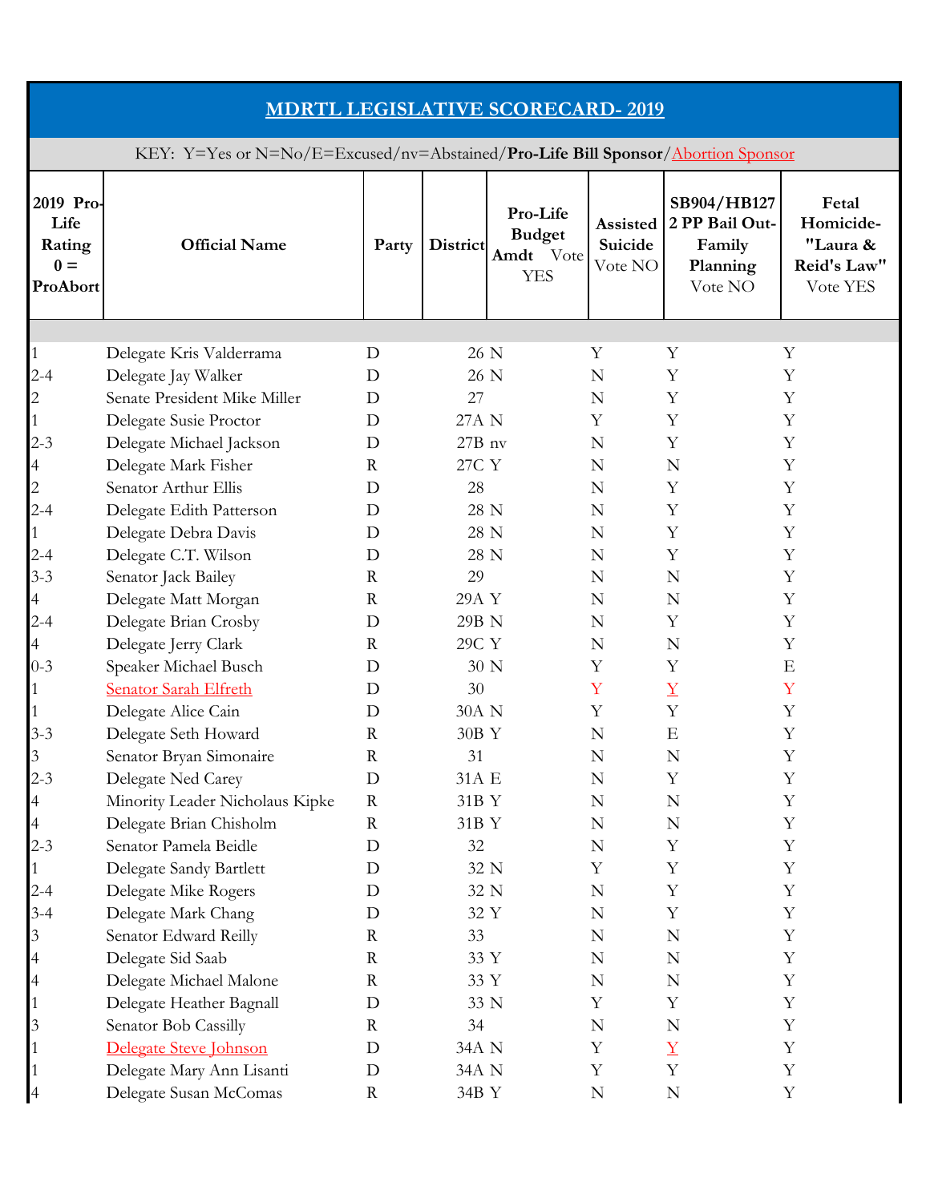# MDRTL LEGISLATIVE SCORECARD- 2019

KEY: Y=Yes or N=No/E=Excused/nv=Abstained/**Pro-Life Bill Sponsor**/Abortion Sponsor

| 2019 Pro-Life Rating 0 = ProAbort | Official Name | Party | District | Pro-Life Budget Amdt Vote YES | Assisted Suicide Vote NO | SB904/HB1272 PP Bail Out-Family Planning Vote NO | Fetal Homicide-"Laura & Reid's Law" Vote YES |
|---|---|---|---|---|---|---|---|
| | | | | | | | |
| 1 | Delegate Kris Valderrama | D | 26 | N | Y | Y | Y |
| 2-4 | Delegate Jay Walker | D | 26 | N | N | Y | Y |
| 2 | Senate President Mike Miller | D | 27 | | N | Y | Y |
| 1 | Delegate Susie Proctor | D | 27A | N | Y | Y | Y |
| 2-3 | Delegate Michael Jackson | D | 27B | nv | N | Y | Y |
| 4 | Delegate Mark Fisher | R | 27C | Y | N | N | Y |
| 2 | Senator Arthur Ellis | D | 28 | | N | Y | Y |
| 2-4 | Delegate Edith Patterson | D | 28 | N | N | Y | Y |
| 1 | Delegate Debra Davis | D | 28 | N | N | Y | Y |
| 2-4 | Delegate C.T. Wilson | D | 28 | N | N | Y | Y |
| 3-3 | Senator Jack Bailey | R | 29 | | N | N | Y |
| 4 | Delegate Matt Morgan | R | 29A | Y | N | N | Y |
| 2-4 | Delegate Brian Crosby | D | 29B | N | N | Y | Y |
| 4 | Delegate Jerry Clark | R | 29C | Y | N | N | Y |
| 0-3 | Speaker Michael Busch | D | 30 | N | Y | Y | E |
| 1 | Senator Sarah Elfreth | D | 30 | | Y | Y | Y |
| 1 | Delegate Alice Cain | D | 30A | N | Y | Y | Y |
| 3-3 | Delegate Seth Howard | R | 30B | Y | N | E | Y |
| 3 | Senator Bryan Simonaire | R | 31 | | N | N | Y |
| 2-3 | Delegate Ned Carey | D | 31A | E | N | Y | Y |
| 4 | Minority Leader Nicholaus Kipke | R | 31B | Y | N | N | Y |
| 4 | Delegate Brian Chisholm | R | 31B | Y | N | N | Y |
| 2-3 | Senator Pamela Beidle | D | 32 | | N | Y | Y |
| 1 | Delegate Sandy Bartlett | D | 32 | N | Y | Y | Y |
| 2-4 | Delegate Mike Rogers | D | 32 | N | N | Y | Y |
| 3-4 | Delegate Mark Chang | D | 32 | Y | N | Y | Y |
| 3 | Senator Edward Reilly | R | 33 | | N | N | Y |
| 4 | Delegate Sid Saab | R | 33 | Y | N | N | Y |
| 4 | Delegate Michael Malone | R | 33 | Y | N | N | Y |
| 1 | Delegate Heather Bagnall | D | 33 | N | Y | Y | Y |
| 3 | Senator Bob Cassilly | R | 34 | | N | N | Y |
| 1 | Delegate Steve Johnson | D | 34A | N | Y | Y | Y |
| 1 | Delegate Mary Ann Lisanti | D | 34A | N | Y | Y | Y |
| 4 | Delegate Susan McComas | R | 34B | Y | N | N | Y |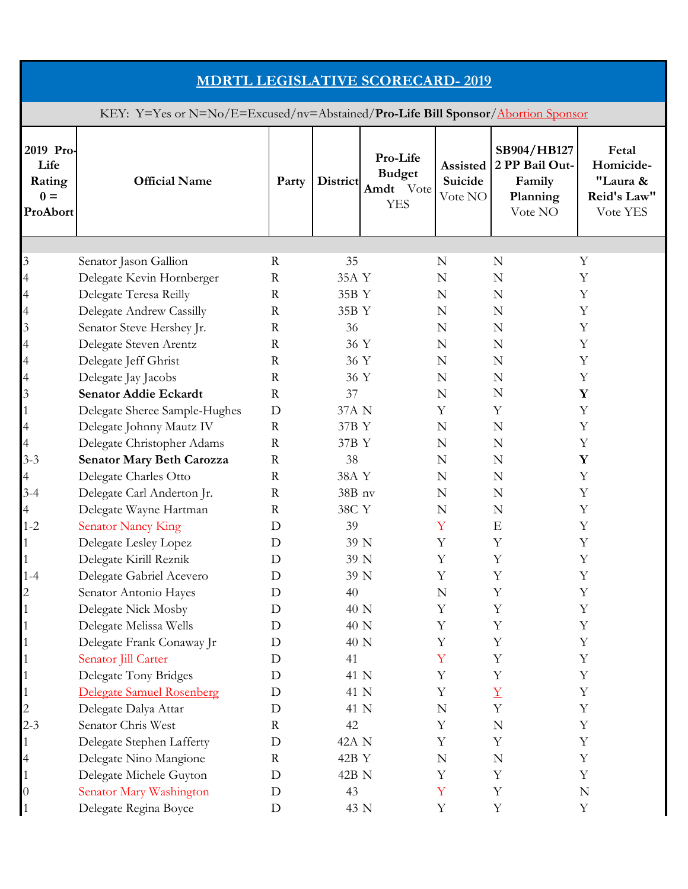## MDRTL LEGISLATIVE SCORECARD- 2019

KEY: Y=Yes or N=No/E=Excused/nv=Abstained/**Pro-Life Bill Sponsor**/Abortion Sponsor

| 2019 Pro-Life Rating 0 = ProAbort | Official Name | Party | District | Pro-Life Budget Amdt Vote YES | Assisted Suicide Vote NO | SB904/HB1272 PP Bail Out-Family Planning Vote NO | Fetal Homicide- "Laura & Reid's Law" Vote YES |
|---|---|---|---|---|---|---|---|
| 3 | Senator Jason Gallion | R | 35 | | N | N | Y |
| 4 | Delegate Kevin Hornberger | R | 35A | Y | N | N | Y |
| 4 | Delegate Teresa Reilly | R | 35B | Y | N | N | Y |
| 4 | Delegate Andrew Cassilly | R | 35B | Y | N | N | Y |
| 3 | Senator Steve Hershey Jr. | R | 36 | | N | N | Y |
| 4 | Delegate Steven Arentz | R | 36 | Y | N | N | Y |
| 4 | Delegate Jeff Ghrist | R | 36 | Y | N | N | Y |
| 4 | Delegate Jay Jacobs | R | 36 | Y | N | N | Y |
| 3 | **Senator Addie Eckardt** | R | 37 | | N | N | **Y** |
| 1 | Delegate Sheree Sample-Hughes | D | 37A | N | Y | Y | Y |
| 4 | Delegate Johnny Mautz IV | R | 37B | Y | N | N | Y |
| 4 | Delegate Christopher Adams | R | 37B | Y | N | N | Y |
| 3-3 | **Senator Mary Beth Carozza** | R | 38 | | N | N | **Y** |
| 4 | Delegate Charles Otto | R | 38A | Y | N | N | Y |
| 3-4 | Delegate Carl Anderton Jr. | R | 38B | nv | N | N | Y |
| 4 | Delegate Wayne Hartman | R | 38C | Y | N | N | Y |
| 1-2 | Senator Nancy King | D | 39 | | Y | E | Y |
| 1 | Delegate Lesley Lopez | D | 39 | N | Y | Y | Y |
| 1 | Delegate Kirill Reznik | D | 39 | N | Y | Y | Y |
| 1-4 | Delegate Gabriel Acevero | D | 39 | N | Y | Y | Y |
| 2 | Senator Antonio Hayes | D | 40 | | N | Y | Y |
| 1 | Delegate Nick Mosby | D | 40 | N | Y | Y | Y |
| 1 | Delegate Melissa Wells | D | 40 | N | Y | Y | Y |
| 1 | Delegate Frank Conaway Jr | D | 40 | N | Y | Y | Y |
| 1 | Senator Jill Carter | D | 41 | | Y | Y | Y |
| 1 | Delegate Tony Bridges | D | 41 | N | Y | Y | Y |
| 1 | Delegate Samuel Rosenberg | D | 41 | N | Y | Y | Y |
| 2 | Delegate Dalya Attar | D | 41 | N | N | Y | Y |
| 2-3 | Senator Chris West | R | 42 | | Y | N | Y |
| 1 | Delegate Stephen Lafferty | D | 42A | N | Y | Y | Y |
| 4 | Delegate Nino Mangione | R | 42B | Y | N | N | Y |
| 1 | Delegate Michele Guyton | D | 42B | N | Y | Y | Y |
| 0 | Senator Mary Washington | D | 43 | | Y | Y | N |
| 1 | Delegate Regina Boyce | D | 43 | N | Y | Y | Y |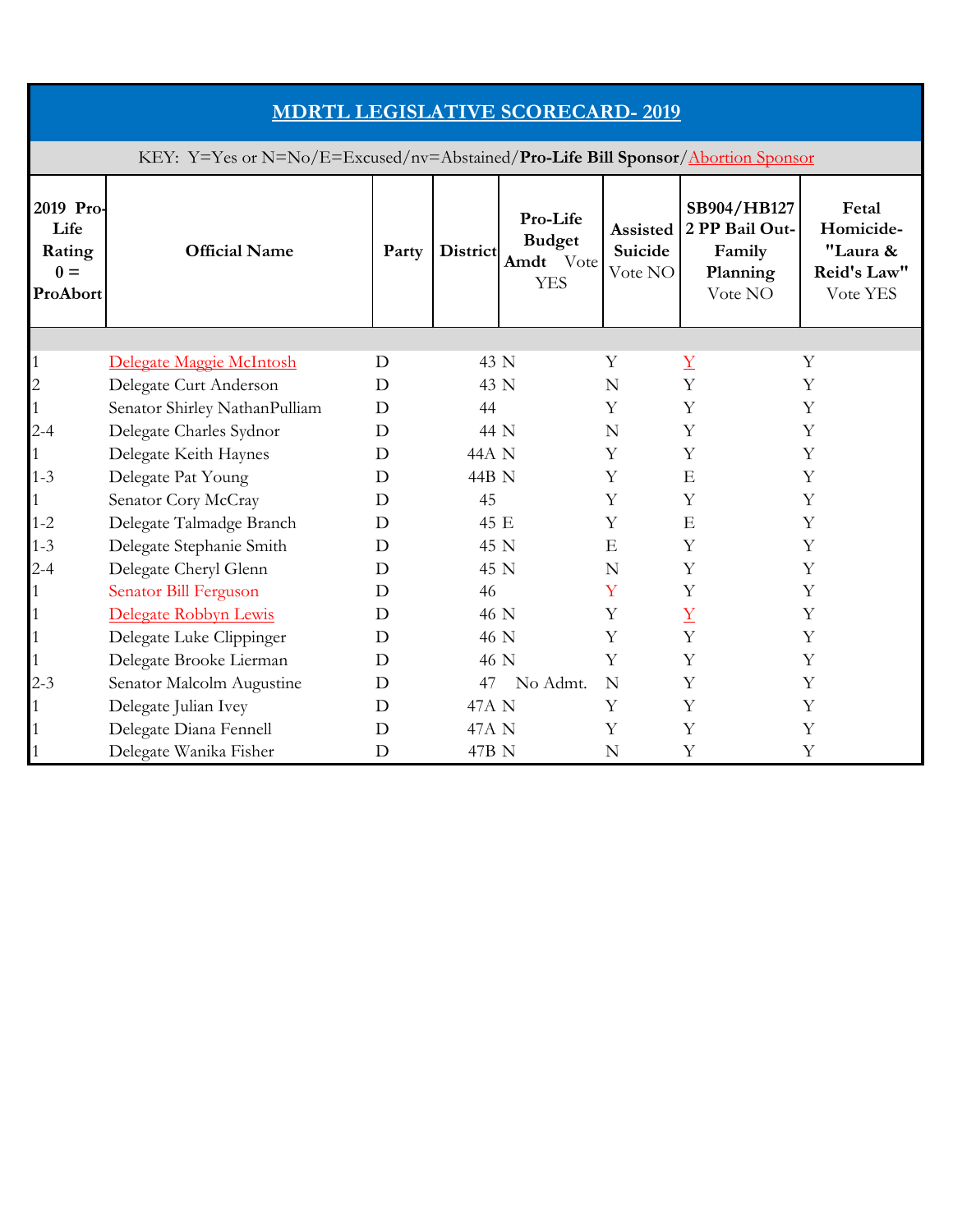# MDRTL LEGISLATIVE SCORECARD- 2019

KEY: Y=Yes or N=No/E=Excused/nv=Abstained/**Pro-Life Bill Sponsor**/Abortion Sponsor

| 2019 Pro-Life Rating 0 = ProAbort | Official Name | Party | District | Pro-Life Budget Amdt Vote YES | Assisted Suicide Vote NO | SB904/HB1272 PP Bail Out-Family Planning Vote NO | Fetal Homicide- "Laura & Reid's Law" Vote YES |
|---|---|---|---|---|---|---|---|
| 1 | Delegate Maggie McIntosh | D | 43 | N | Y | Y | Y |
| 2 | Delegate Curt Anderson | D | 43 | N | N | Y | Y |
| 1 | Senator Shirley NathanPulliam | D | 44 | | Y | Y | Y |
| 2-4 | Delegate Charles Sydnor | D | 44 | N | N | Y | Y |
| 1 | Delegate Keith Haynes | D | 44A | N | Y | Y | Y |
| 1-3 | Delegate Pat Young | D | 44B | N | Y | E | Y |
| 1 | Senator Cory McCray | D | 45 | | Y | Y | Y |
| 1-2 | Delegate Talmadge Branch | D | 45 | E | Y | E | Y |
| 1-3 | Delegate Stephanie Smith | D | 45 | N | E | Y | Y |
| 2-4 | Delegate Cheryl Glenn | D | 45 | N | N | Y | Y |
| 1 | Senator Bill Ferguson | D | 46 | | Y | Y | Y |
| 1 | Delegate Robbyn Lewis | D | 46 | N | Y | Y | Y |
| 1 | Delegate Luke Clippinger | D | 46 | N | Y | Y | Y |
| 1 | Delegate Brooke Lierman | D | 46 | N | Y | Y | Y |
| 2-3 | Senator Malcolm Augustine | D | 47 | No Admt. | N | Y | Y |
| 1 | Delegate Julian Ivey | D | 47A | N | Y | Y | Y |
| 1 | Delegate Diana Fennell | D | 47A | N | Y | Y | Y |
| 1 | Delegate Wanika Fisher | D | 47B | N | N | Y | Y |